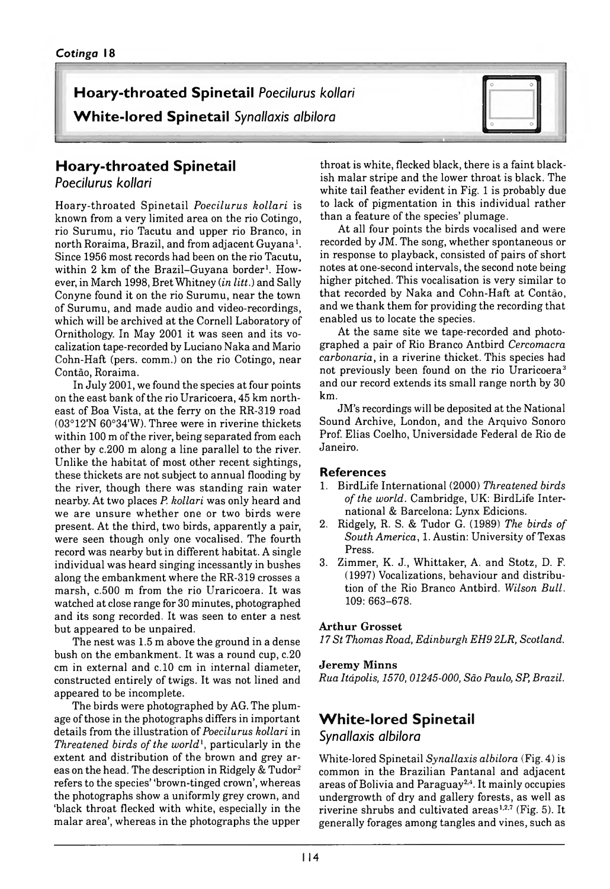# Hoary-throated Spinetail *Poecilurus kollari*

# White-lored Spinetail *Synallaxis albilora*

## Hoary-throated Spinetail *Poecilurus kollari*

Hoary-throated Spinetail *Poecilurus kollari* is known from a very limited area on the rio Cotingo, rio Surumu, rio Tacutu and upper rio Branco, in north Roraima, Brazil, and from adjacent Guyana[1]. Since 1956 most records had been on the rio Tacutu, within 2 km of the Brazil–Guyana border[1]. However, in March 1998, Bret Whitney (*in litt.*) and Sally Conyne found it on the rio Surumu, near the town of Surumu, and made audio and video-recordings, which will be archived at the Cornell Laboratory of Ornithology. In May 2001 it was seen and its vocalization tape-recorded by Luciano Naka and Mario Cohn-Haft (pers. comm.) on the rio Cotingo, near Contão, Roraima.

In July 2001, we found the species at four points on the east bank of the rio Uraricoera, 45 km north-east of Boa Vista, at the ferry on the RR-319 road (03°12'N 60°34'W). Three were in riverine thickets within 100 m of the river, being separated from each other by c.200 m along a line parallel to the river. Unlike the habitat of most other recent sightings, these thickets are not subject to annual flooding by the river, though there was standing rain water nearby. At two places *P. kollari* was only heard and we are unsure whether one or two birds were present. At the third, two birds, apparently a pair, were seen though only one vocalised. The fourth record was nearby but in different habitat. A single individual was heard singing incessantly in bushes along the embankment where the RR-319 crosses a marsh, c.500 m from the rio Uraricoera. It was watched at close range for 30 minutes, photographed and its song recorded. It was seen to enter a nest but appeared to be unpaired.

The nest was 1.5 m above the ground in a dense bush on the embankment. It was a round cup, c.20 cm in external and c.10 cm in internal diameter, constructed entirely of twigs. It was not lined and appeared to be incomplete.

The birds were photographed by AG. The plumage of those in the photographs differs in important details from the illustration of *Poecilurus kollari* in *Threatened birds of the world*[1], particularly in the extent and distribution of the brown and grey areas on the head. The description in Ridgely & Tudor[2] refers to the species' 'brown-tinged crown', whereas the photographs show a uniformly grey crown, and 'black throat flecked with white, especially in the malar area', whereas in the photographs the upper throat is white, flecked black, there is a faint blackish malar stripe and the lower throat is black. The white tail feather evident in Fig. 1 is probably due to lack of pigmentation in this individual rather than a feature of the species' plumage.

At all four points the birds vocalised and were recorded by JM. The song, whether spontaneous or in response to playback, consisted of pairs of short notes at one-second intervals, the second note being higher pitched. This vocalisation is very similar to that recorded by Naka and Cohn-Haft at Contão, and we thank them for providing the recording that enabled us to locate the species.

At the same site we tape-recorded and photographed a pair of Rio Branco Antbird *Cercomacra carbonaria*, in a riverine thicket. This species had not previously been found on the rio Uraricoera[3] and our record extends its small range north by 30 km.

JM's recordings will be deposited at the National Sound Archive, London, and the Arquivo Sonoro Prof. Elias Coelho, Universidade Federal de Rio de Janeiro.

### References

1. BirdLife International (2000) *Threatened birds of the world*. Cambridge, UK: BirdLife International & Barcelona: Lynx Edicions.
2. Ridgely, R. S. & Tudor G. (1989) *The birds of South America*, 1. Austin: University of Texas Press.
3. Zimmer, K. J., Whittaker, A. and Stotz, D. F. (1997) Vocalizations, behaviour and distribution of the Rio Branco Antbird. *Wilson Bull.* 109: 663–678.

**Arthur Grosset**
*17 St Thomas Road, Edinburgh EH9 2LR, Scotland.*

**Jeremy Minns**
*Rua Itápolis, 1570, 01245-000, São Paulo, SP, Brazil.*

## White-lored Spinetail *Synallaxis albilora*

White-lored Spinetail *Synallaxis albilora* (Fig. 4) is common in the Brazilian Pantanal and adjacent areas of Bolivia and Paraguay[2,4]. It mainly occupies undergrowth of dry and gallery forests, as well as riverine shrubs and cultivated areas[1,2,7] (Fig. 5). It generally forages among tangles and vines, such as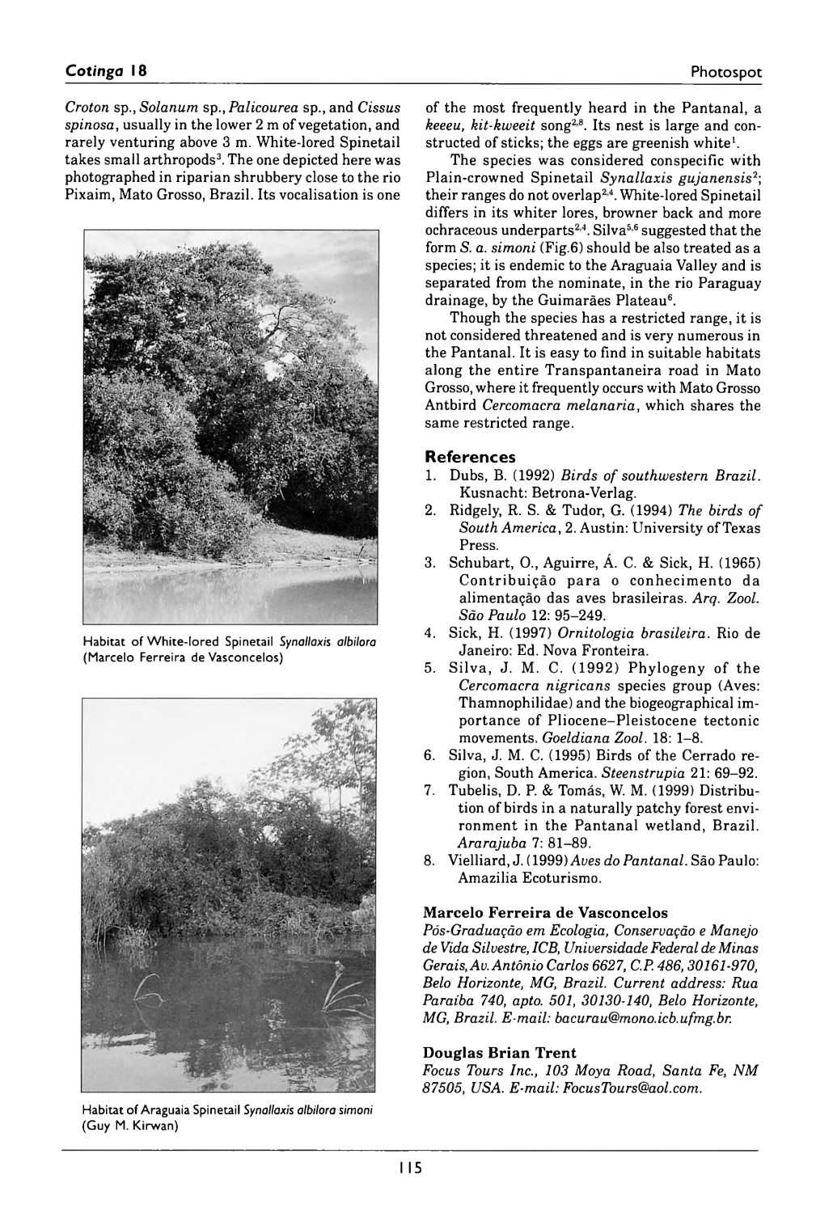*Croton* sp., *Solanum* sp., *Palicourea* sp., and *Cissus spinosa*, usually in the lower 2 m of vegetation, and rarely venturing above 3 m. White-lored Spinetail takes small arthropods[3]. The one depicted here was photographed in riparian shrubbery close to the rio Pixaim, Mato Grosso, Brazil. Its vocalisation is one of the most frequently heard in the Pantanal, a *keeeu, kit-kweeit* song[2,8]. Its nest is large and constructed of sticks; the eggs are greenish white[1].

Habitat of White-lored Spinetail *Synallaxis albilora* (Marcelo Ferreira de Vasconcelos)

Habitat of Araguaia Spinetail *Synallaxis albilora simoni* (Guy M. Kirwan)

The species was considered conspecific with Plain-crowned Spinetail *Synallaxis gujanensis*[2]; their ranges do not overlap[2,4]. White-lored Spinetail differs in its whiter lores, browner back and more ochraceous underparts[2,4]. Silva[5,6] suggested that the form *S. a. simoni* (Fig.6) should be also treated as a species; it is endemic to the Araguaia Valley and is separated from the nominate, in the rio Paraguay drainage, by the Guimarães Plateau[6].

Though the species has a restricted range, it is not considered threatened and is very numerous in the Pantanal. It is easy to find in suitable habitats along the entire Transpantaneira road in Mato Grosso, where it frequently occurs with Mato Grosso Antbird *Cercomacra melanaria*, which shares the same restricted range.

## References

1. Dubs, B. (1992) *Birds of southwestern Brazil*. Kusnacht: Betrona-Verlag.
2. Ridgely, R. S. & Tudor, G. (1994) *The birds of South America*, 2. Austin: University of Texas Press.
3. Schubart, O., Aguirre, Á. C. & Sick, H. (1965) Contribuição para o conhecimento da alimentação das aves brasileiras. *Arq. Zool. São Paulo* 12: 95–249.
4. Sick, H. (1997) *Ornitologia brasileira*. Rio de Janeiro: Ed. Nova Fronteira.
5. Silva, J. M. C. (1992) Phylogeny of the *Cercomacra nigricans* species group (Aves: Thamnophilidae) and the biogeographical importance of Pliocene–Pleistocene tectonic movements. *Goeldiana Zool.* 18: 1–8.
6. Silva, J. M. C. (1995) Birds of the Cerrado region, South America. *Steenstrupia* 21: 69–92.
7. Tubelis, D. P. & Tomás, W. M. (1999) Distribution of birds in a naturally patchy forest environment in the Pantanal wetland, Brazil. *Ararajuba* 7: 81–89.
8. Vielliard, J. (1999) *Aves do Pantanal*. São Paulo: Amazilia Ecoturismo.

### Marcelo Ferreira de Vasconcelos

*Pós-Graduação em Ecologia, Conservação e Manejo de Vida Silvestre, ICB, Universidade Federal de Minas Gerais, Av. Antônio Carlos 6627, C.P. 486, 30161-970, Belo Horizonte, MG, Brazil. Current address: Rua Paraíba 740, apto. 501, 30130-140, Belo Horizonte, MG, Brazil. E-mail: bacurau@mono.icb.ufmg.br.*

### Douglas Brian Trent

*Focus Tours Inc., 103 Moya Road, Santa Fe, NM 87505, USA. E-mail: FocusTours@aol.com.*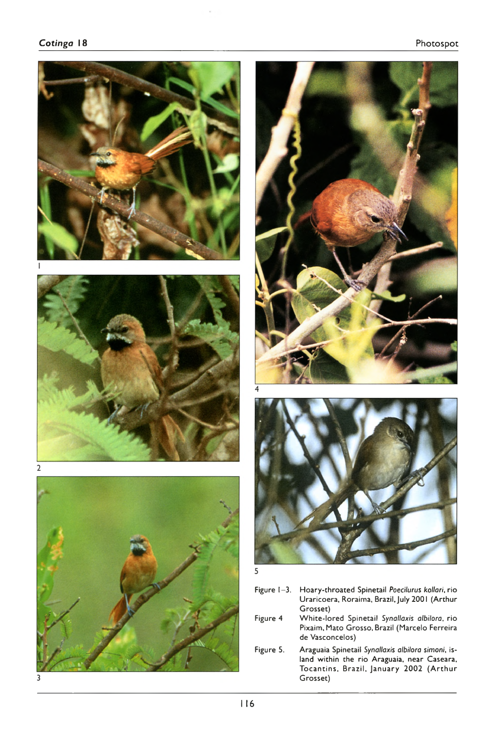1

2

3

4

5

Figure 1–3. Hoary-throated Spinetail *Poecilurus kollari*, rio Uraricoera, Roraima, Brazil, July 2001 (Arthur Grosset)

Figure 4 White-lored Spinetail *Synallaxis albilora*, rio Pixaim, Mato Grosso, Brazil (Marcelo Ferreira de Vasconcelos)

Figure 5. Araguaia Spinetail *Synallaxis albilora simoni*, island within the rio Araguaia, near Caseara, Tocantins, Brazil, January 2002 (Arthur Grosset)